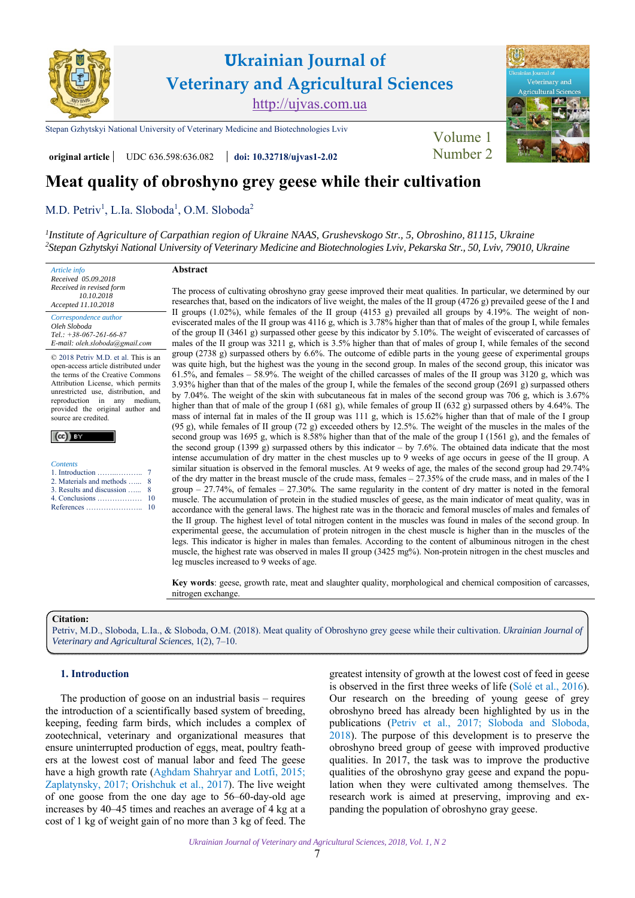original article | UDC 636.598:636.082 | doi: 10.32718/ujvas1-2.02

# Meat quality of obroshyno grey geese while their cultivation

M.D. Petriv[1], L.Ia. Sloboda[1], O.M. Sloboda[2]

[1]*Institute of Agriculture of Carpathian region of Ukraine NAAS, Grushevskogo Str., 5, Obroshino, 81115, Ukraine*
[2]*Stepan Gzhytskyi National University of Veterinary Medicine and Biotechnologies Lviv, Pekarska Str., 50, Lviv, 79010, Ukraine*

*Article info*
*Received 05.09.2018*
*Received in revised form 10.10.2018*
*Accepted 11.10.2018*

*Correspondence author*
*Oleh Sloboda*
*Tel.: +38-067-261-66-87*
*E-mail: oleh.sloboda@gmail.com*

© 2018 Petriv M.D. et al. This is an open-access article distributed under the terms of the Creative Commons Attribution License, which permits unrestricted use, distribution, and reproduction in any medium, provided the original author and source are credited.

*Contents*
1. Introduction ........ 7
2. Materials and methods ...... 8
3. Results and discussion ...... 8
4. Conclusions ........ 10
References ........ 10

## Abstract

The process of cultivating obroshyno gray geese improved their meat qualities. In particular, we determined by our researches that, based on the indicators of live weight, the males of the II group (4726 g) prevailed geese of the I and II groups (1.02%), while females of the II group (4153 g) prevailed all groups by 4.19%. The weight of non-eviscerated males of the II group was 4116 g, which is 3.78% higher than that of males of the group I, while females of the group II (3461 g) surpassed other geese by this indicator by 5.10%. The weight of eviscerated of carcasses of males of the II group was 3211 g, which is 3.5% higher than that of males of group I, while females of the second group (2738 g) surpassed other geese by 6.6%. The outcome of edible parts in the young geese of experimental groups was quite high, but the highest was the young in the second group. In males of the second group, this inicator was 61.5%, and females – 58.9%. The weight of the chilled carcasses of males of the II group was 3120 g, which was 3.93% higher than that of the males of the group I, while the females of the second group (2691 g) surpassed others by 7.04%. The weight of the skin with subcutaneous fat in males of the second group was 706 g, which is 3.67% higher than that of male of the group I (681 g), while females of group II (632 g) surpassed others by 4.64%. The mass of internal fat in males of the II group was 111 g, which is 15.62% higher than that of male of the I group (95 g), while females of II group (72 g) exceeded others by 12.5%. The weight of the muscles in the males of the second group was 1695 g, which is 8.58% higher than that of the male of the group I (1561 g), and the females of the second group (1399 g) surpassed others by this indicator – by 7.6%. The obtained data indicate that the most intense accumulation of dry matter in the chest muscles up to 9 weeks of age occurs in geese of the II group. A similar situation is observed in the femoral muscles. At 9 weeks of age, the males of the second group had 29.74% of the dry matter in the breast muscle of the crude mass, females – 27.35% of the crude mass, and in males of the I group – 27.74%, of females – 27.30%. The same regularity in the content of dry matter is noted in the femoral muscle. The accumulation of protein in the studied muscles of geese, as the main indicator of meat quality, was in accordance with the general laws. The highest rate was in the thoracic and femoral muscles of males and females of the II group. The highest level of total nitrogen content in the muscles was found in males of the second group. In experimental geese, the accumulation of protein nitrogen in the chest muscle is higher than in the muscles of the legs. This indicator is higher in males than females. According to the content of albuminous nitrogen in the chest muscle, the highest rate was observed in males II group (3425 mg%). Non-protein nitrogen in the chest muscles and leg muscles increased to 9 weeks of age.

**Key words**: geese, growth rate, meat and slaughter quality, morphological and chemical composition of carcasses, nitrogen exchange.

**Citation:**
Petriv, M.D., Sloboda, L.Ia., & Sloboda, O.M. (2018). Meat quality of Obroshyno grey geese while their cultivation. *Ukrainian Journal of Veterinary and Agricultural Sciences*, 1(2), 7–10.

## 1. Introduction

The production of goose on an industrial basis – requires the introduction of a scientifically based system of breeding, keeping, feeding farm birds, which includes a complex of zootechnical, veterinary and organizational measures that ensure uninterrupted production of eggs, meat, poultry feathers at the lowest cost of manual labor and feed The geese have a high growth rate (Aghdam Shahryar and Lotfi, 2015; Zaplatynsky, 2017; Orishchuk et al., 2017). The live weight of one goose from the one day age to 56–60-day-old age increases by 40–45 times and reaches an average of 4 kg at a cost of 1 kg of weight gain of no more than 3 kg of feed. The greatest intensity of growth at the lowest cost of feed in geese is observed in the first three weeks of life (Solé et al., 2016). Our research on the breeding of young geese of grey obroshyno breed has already been highlighted by us in the publications (Petriv et al., 2017; Sloboda and Sloboda, 2018). The purpose of this development is to preserve the obroshyno breed group of geese with improved productive qualities. In 2017, the task was to improve the productive qualities of the obroshyno gray geese and expand the population when they were cultivated among themselves. The research work is aimed at preserving, improving and expanding the population of obroshyno gray geese.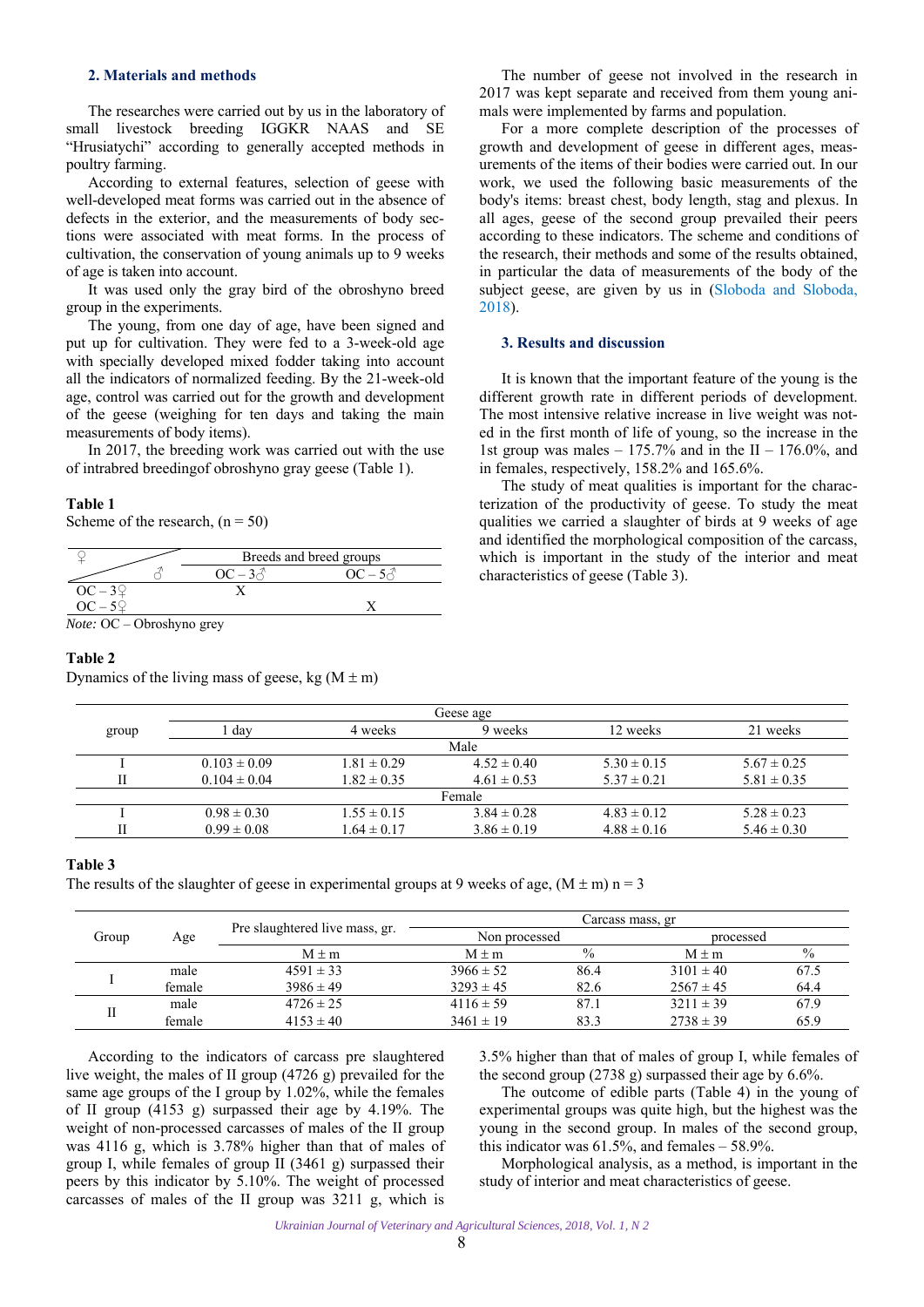## 2. Materials and methods

The researches were carried out by us in the laboratory of small livestock breeding IGGKR NAAS and SE "Hrusiatychi" according to generally accepted methods in poultry farming.

According to external features, selection of geese with well-developed meat forms was carried out in the absence of defects in the exterior, and the measurements of body sections were associated with meat forms. In the process of cultivation, the conservation of young animals up to 9 weeks of age is taken into account.

It was used only the gray bird of the obroshyno breed group in the experiments.

The young, from one day of age, have been signed and put up for cultivation. They were fed to a 3-week-old age with specially developed mixed fodder taking into account all the indicators of normalized feeding. By the 21-week-old age, control was carried out for the growth and development of the geese (weighing for ten days and taking the main measurements of body items).

In 2017, the breeding work was carried out with the use of intrabred breedingof obroshyno gray geese (Table 1).

**Table 1**

Scheme of the research, (n = 50)

| ♀ \ ♂ | OC – 3♂ | OC – 5♂ |
|---|---|---|
| | Breeds and breed groups | |
| OC – 3♀ | X | |
| OC – 5♀ | | X |

*Note:* OC – Obroshyno grey

**Table 2**

Dynamics of the living mass of geese, kg (M ± m)

| group | Geese age | | | | |
|---|---|---|---|---|---|
| | 1 day | 4 weeks | 9 weeks | 12 weeks | 21 weeks |
| | Male | | | | |
| I | 0.103 ± 0.09 | 1.81 ± 0.29 | 4.52 ± 0.40 | 5.30 ± 0.15 | 5.67 ± 0.25 |
| II | 0.104 ± 0.04 | 1.82 ± 0.35 | 4.61 ± 0.53 | 5.37 ± 0.21 | 5.81 ± 0.35 |
| | Female | | | | |
| I | 0.98 ± 0.30 | 1.55 ± 0.15 | 3.84 ± 0.28 | 4.83 ± 0.12 | 5.28 ± 0.23 |
| II | 0.99 ± 0.08 | 1.64 ± 0.17 | 3.86 ± 0.19 | 4.88 ± 0.16 | 5.46 ± 0.30 |

The number of geese not involved in the research in 2017 was kept separate and received from them young animals were implemented by farms and population.

For a more complete description of the processes of growth and development of geese in different ages, measurements of the items of their bodies were carried out. In our work, we used the following basic measurements of the body's items: breast chest, body length, stag and plexus. In all ages, geese of the second group prevailed their peers according to these indicators. The scheme and conditions of the research, their methods and some of the results obtained, in particular the data of measurements of the body of the subject geese, are given by us in (Sloboda and Sloboda, 2018).

## 3. Results and discussion

It is known that the important feature of the young is the different growth rate in different periods of development. The most intensive relative increase in live weight was noted in the first month of life of young, so the increase in the 1st group was males – 175.7% and in the II – 176.0%, and in females, respectively, 158.2% and 165.6%.

The study of meat qualities is important for the characterization of the productivity of geese. To study the meat qualities we carried a slaughter of birds at 9 weeks of age and identified the morphological composition of the carcass, which is important in the study of the interior and meat characteristics of geese (Table 3).

**Table 3**

The results of the slaughter of geese in experimental groups at 9 weeks of age, (M ± m) n = 3

| Group | Age | Pre slaughtered live mass, gr. | Carcass mass, gr | | | |
|---|---|---|---|---|---|---|
| | | | Non processed | | processed | |
| | | M ± m | M ± m | % | M ± m | % |
| I | male | 4591 ± 33 | 3966 ± 52 | 86.4 | 3101 ± 40 | 67.5 |
| | female | 3986 ± 49 | 3293 ± 45 | 82.6 | 2567 ± 45 | 64.4 |
| II | male | 4726 ± 25 | 4116 ± 59 | 87.1 | 3211 ± 39 | 67.9 |
| | female | 4153 ± 40 | 3461 ± 19 | 83.3 | 2738 ± 39 | 65.9 |

According to the indicators of carcass pre slaughtered live weight, the males of II group (4726 g) prevailed for the same age groups of the I group by 1.02%, while the females of II group (4153 g) surpassed their age by 4.19%. The weight of non-processed carcasses of males of the II group was 4116 g, which is 3.78% higher than that of males of group I, while females of group II (3461 g) surpassed their peers by this indicator by 5.10%. The weight of processed carcasses of males of the II group was 3211 g, which is 3.5% higher than that of males of group I, while females of the second group (2738 g) surpassed their age by 6.6%.

The outcome of edible parts (Table 4) in the young of experimental groups was quite high, but the highest was the young in the second group. In males of the second group, this indicator was 61.5%, and females – 58.9%.

Morphological analysis, as a method, is important in the study of interior and meat characteristics of geese.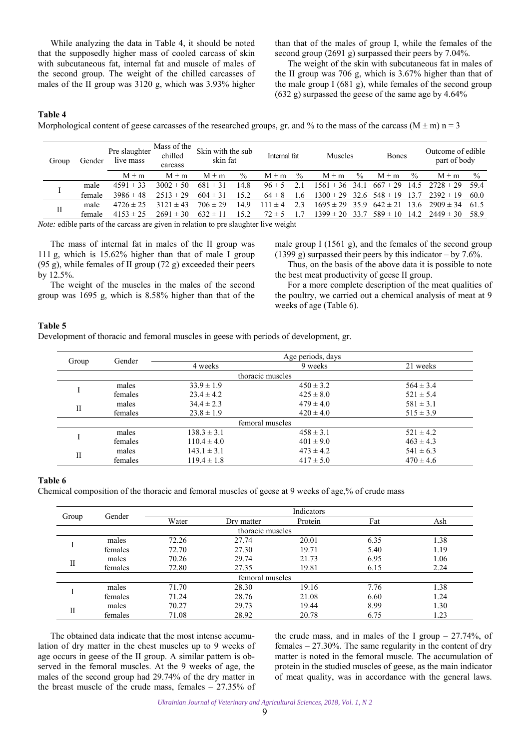While analyzing the data in Table 4, it should be noted that the supposedly higher mass of cooled carcass of skin with subcutaneous fat, internal fat and muscle of males of the second group. The weight of the chilled carcasses of males of the II group was 3120 g, which was 3.93% higher than that of the males of group I, while the females of the second group (2691 g) surpassed their peers by 7.04%.

The weight of the skin with subcutaneous fat in males of the II group was 706 g, which is 3.67% higher than that of the male group I (681 g), while females of the second group (632 g) surpassed the geese of the same age by 4.64%

**Table 4**

Morphological content of geese carcasses of the researched groups, gr. and % to the mass of the carcass (M ± m) n = 3

| Group | Gender | Pre slaughter live mass | Mass of the chilled carcass | Skin with the sub skin fat | | Internal fat | | Muscles | | Bones | | Outcome of edible part of body | |
|---|---|---|---|---|---|---|---|---|---|---|---|---|---|
| | | M ± m | M ± m | M ± m | % | M ± m | % | M ± m | % | M ± m | % | M ± m | % |
| I | male | 4591 ± 33 | 3002 ± 50 | 681 ± 31 | 14.8 | 96 ± 5 | 2.1 | 1561 ± 36 | 34.1 | 667 ± 29 | 14.5 | 2728 ± 29 | 59.4 |
| | female | 3986 ± 48 | 2513 ± 29 | 604 ± 31 | 15.2 | 64 ± 8 | 1.6 | 1300 ± 29 | 32.6 | 548 ± 19 | 13.7 | 2392 ± 19 | 60.0 |
| II | male | 4726 ± 25 | 3121 ± 43 | 706 ± 29 | 14.9 | 111 ± 4 | 2.3 | 1695 ± 29 | 35.9 | 642 ± 21 | 13.6 | 2909 ± 34 | 61.5 |
| | female | 4153 ± 25 | 2691 ± 30 | 632 ± 11 | 15.2 | 72 ± 5 | 1.7 | 1399 ± 20 | 33.7 | 589 ± 10 | 14.2 | 2449 ± 30 | 58.9 |

*Note:* edible parts of the carcass are given in relation to pre slaughter live weight

The mass of internal fat in males of the II group was 111 g, which is 15.62% higher than that of male I group (95 g), while females of II group (72 g) exceeded their peers by 12.5%.

The weight of the muscles in the males of the second group was 1695 g, which is 8.58% higher than that of the male group I (1561 g), and the females of the second group (1399 g) surpassed their peers by this indicator – by 7.6%.

Thus, on the basis of the above data it is possible to note the best meat productivity of geese II group.

For a more complete description of the meat qualities of the poultry, we carried out a chemical analysis of meat at 9 weeks of age (Table 6).

**Table 5**

Development of thoracic and femoral muscles in geese with periods of development, gr.

| Group | Gender | Age periods, days | | |
|---|---|---|---|---|
| | | 4 weeks | 9 weeks | 21 weeks |
| | | thoracic muscles | | |
| I | males | 33.9 ± 1.9 | 450 ± 3.2 | 564 ± 3.4 |
| | females | 23.4 ± 4.2 | 425 ± 8.0 | 521 ± 5.4 |
| II | males | 34.4 ± 2.3 | 479 ± 4.0 | 581 ± 3.1 |
| | females | 23.8 ± 1.9 | 420 ± 4.0 | 515 ± 3.9 |
| | | femoral muscles | | |
| I | males | 138.3 ± 3.1 | 458 ± 3.1 | 521 ± 4.2 |
| | females | 110.4 ± 4.0 | 401 ± 9.0 | 463 ± 4.3 |
| II | males | 143.1 ± 3.1 | 473 ± 4.2 | 541 ± 6.3 |
| | females | 119.4 ± 1.8 | 417 ± 5.0 | 470 ± 4.6 |

**Table 6**

Chemical composition of the thoracic and femoral muscles of geese at 9 weeks of age,% of crude mass

| Group | Gender | Indicators | | | | |
|---|---|---|---|---|---|---|
| | | Water | Dry matter | Protein | Fat | Ash |
| | | thoracic muscles | | | | |
| I | males | 72.26 | 27.74 | 20.01 | 6.35 | 1.38 |
| | females | 72.70 | 27.30 | 19.71 | 5.40 | 1.19 |
| II | males | 70.26 | 29.74 | 21.73 | 6.95 | 1.06 |
| | females | 72.80 | 27.35 | 19.81 | 6.15 | 2.24 |
| | | femoral muscles | | | | |
| I | males | 71.70 | 28.30 | 19.16 | 7.76 | 1.38 |
| | females | 71.24 | 28.76 | 21.08 | 6.60 | 1.24 |
| II | males | 70.27 | 29.73 | 19.44 | 8.99 | 1.30 |
| | females | 71.08 | 28.92 | 20.78 | 6.75 | 1.23 |

The obtained data indicate that the most intense accumulation of dry matter in the chest muscles up to 9 weeks of age occurs in geese of the II group. A similar pattern is observed in the femoral muscles. At the 9 weeks of age, the males of the second group had 29.74% of the dry matter in the breast muscle of the crude mass, females – 27.35% of the crude mass, and in males of the I group – 27.74%, of females – 27.30%. The same regularity in the content of dry matter is noted in the femoral muscle. The accumulation of protein in the studied muscles of geese, as the main indicator of meat quality, was in accordance with the general laws.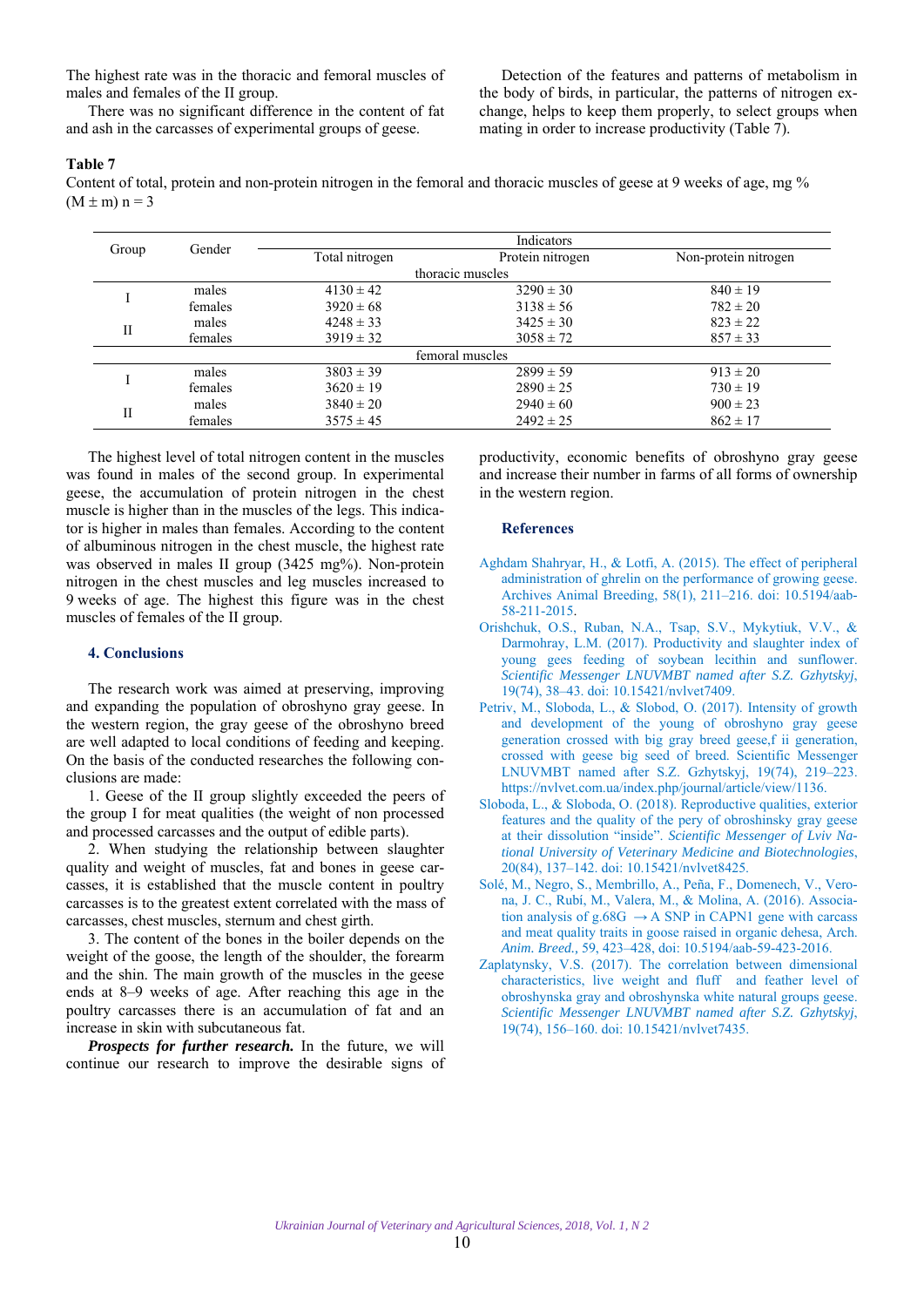The highest rate was in the thoracic and femoral muscles of males and females of the II group.

There was no significant difference in the content of fat and ash in the carcasses of experimental groups of geese.

Detection of the features and patterns of metabolism in the body of birds, in particular, the patterns of nitrogen exchange, helps to keep them properly, to select groups when mating in order to increase productivity (Table 7).

**Table 7**

Content of total, protein and non-protein nitrogen in the femoral and thoracic muscles of geese at 9 weeks of age, mg % (M ± m) n = 3

| Group | Gender | Indicators | | |
|---|---|---|---|---|
| | | Total nitrogen | Protein nitrogen | Non-protein nitrogen |
| | | thoracic muscles | | |
| I | males | 4130 ± 42 | 3290 ± 30 | 840 ± 19 |
| | females | 3920 ± 68 | 3138 ± 56 | 782 ± 20 |
| II | males | 4248 ± 33 | 3425 ± 30 | 823 ± 22 |
| | females | 3919 ± 32 | 3058 ± 72 | 857 ± 33 |
| | | femoral muscles | | |
| I | males | 3803 ± 39 | 2899 ± 59 | 913 ± 20 |
| | females | 3620 ± 19 | 2890 ± 25 | 730 ± 19 |
| II | males | 3840 ± 20 | 2940 ± 60 | 900 ± 23 |
| | females | 3575 ± 45 | 2492 ± 25 | 862 ± 17 |

The highest level of total nitrogen content in the muscles was found in males of the second group. In experimental geese, the accumulation of protein nitrogen in the chest muscle is higher than in the muscles of the legs. This indicator is higher in males than females. According to the content of albuminous nitrogen in the chest muscle, the highest rate was observed in males II group (3425 mg%). Non-protein nitrogen in the chest muscles and leg muscles increased to 9 weeks of age. The highest this figure was in the chest muscles of females of the II group.

## 4. Conclusions

The research work was aimed at preserving, improving and expanding the population of obroshyno gray geese. In the western region, the gray geese of the obroshyno breed are well adapted to local conditions of feeding and keeping. On the basis of the conducted researches the following conclusions are made:

1. Geese of the II group slightly exceeded the peers of the group I for meat qualities (the weight of non processed and processed carcasses and the output of edible parts).

2. When studying the relationship between slaughter quality and weight of muscles, fat and bones in geese carcasses, it is established that the muscle content in poultry carcasses is to the greatest extent correlated with the mass of carcasses, chest muscles, sternum and chest girth.

3. The content of the bones in the boiler depends on the weight of the goose, the length of the shoulder, the forearm and the shin. The main growth of the muscles in the geese ends at 8–9 weeks of age. After reaching this age in the poultry carcasses there is an accumulation of fat and an increase in skin with subcutaneous fat.

***Prospects for further research.*** In the future, we will continue our research to improve the desirable signs of productivity, economic benefits of obroshyno gray geese and increase their number in farms of all forms of ownership in the western region.

## References

Aghdam Shahryar, H., & Lotfi, A. (2015). The effect of peripheral administration of ghrelin on the performance of growing geese. Archives Animal Breeding, 58(1), 211–216. doi: 10.5194/aab-58-211-2015.

Orishchuk, O.S., Ruban, N.A., Tsap, S.V., Mykytiuk, V.V., & Darmohray, L.M. (2017). Productivity and slaughter index of young gees feeding of soybean lecithin and sunflower. *Scientific Messenger LNUVMBT named after S.Z. Gzhytskyj*, 19(74), 38–43. doi: 10.15421/nvlvet7409.

Petriv, M., Sloboda, L., & Slobod, O. (2017). Intensity of growth and development of the young of obroshyno gray geese generation crossed with big gray breed geese,f ii generation, crossed with geese big seed of breed. Scientific Messenger LNUVMBT named after S.Z. Gzhytskyj, 19(74), 219–223. https://nvlvet.com.ua/index.php/journal/article/view/1136.

Sloboda, L., & Sloboda, O. (2018). Reproductive qualities, exterior features and the quality of the pery of obroshinsky gray geese at their dissolution "inside". *Scientific Messenger of Lviv National University of Veterinary Medicine and Biotechnologies*, 20(84), 137–142. doi: 10.15421/nvlvet8425.

Solé, M., Negro, S., Membrillo, A., Peña, F., Domenech, V., Verona, J. C., Rubí, M., Valera, M., & Molina, A. (2016). Association analysis of g.68G → A SNP in CAPN1 gene with carcass and meat quality traits in goose raised in organic dehesa, Arch. *Anim. Breed.*, 59, 423–428, doi: 10.5194/aab-59-423-2016.

Zaplatynsky, V.S. (2017). The correlation between dimensional characteristics, live weight and fluff and feather level of obroshynska gray and obroshynska white natural groups geese. *Scientific Messenger LNUVMBT named after S.Z. Gzhytskyj*, 19(74), 156–160. doi: 10.15421/nvlvet7435.